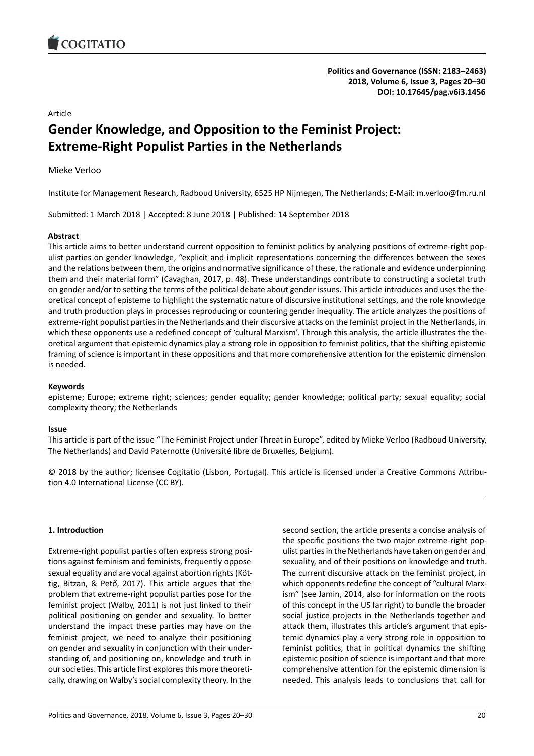Article

# Gender Knowledge, and Opposition to the Feminist Project: Extreme-Right Populist Parties in the Netherlands

Mieke Verloo

Institute for Management Research, Radboud University, 6525 HP Nijmegen, The Netherlands; E-Mail: m.verloo@fm.ru.nl

Submitted: 1 March 2018 | Accepted: 8 June 2018 | Published: 14 September 2018

### Abstract

This article aims to better understand current opposition to feminist politics by analyzing positions of extreme-right populist parties on gender knowledge, "explicit and implicit representations concerning the differences between the sexes and the relations between them, the origins and normative significance of these, the rationale and evidence underpinning them and their material form" (Cavaghan, 2017, p. 48). These understandings contribute to constructing a societal truth on gender and/or to setting the terms of the political debate about gender issues. This article introduces and uses the theoretical concept of episteme to highlight the systematic nature of discursive institutional settings, and the role knowledge and truth production plays in processes reproducing or countering gender inequality. The article analyzes the positions of extreme-right populist parties in the Netherlands and their discursive attacks on the feminist project in the Netherlands, in which these opponents use a redefined concept of 'cultural Marxism'. Through this analysis, the article illustrates the theoretical argument that epistemic dynamics play a strong role in opposition to feminist politics, that the shifting epistemic framing of science is important in these oppositions and that more comprehensive attention for the epistemic dimension is needed.

### Keywords

episteme; Europe; extreme right; sciences; gender equality; gender knowledge; political party; sexual equality; social complexity theory; the Netherlands

### Issue

This article is part of the issue "The Feminist Project under Threat in Europe", edited by Mieke Verloo (Radboud University, The Netherlands) and David Paternotte (Université libre de Bruxelles, Belgium).

© 2018 by the author; licensee Cogitatio (Lisbon, Portugal). This article is licensed under a Creative Commons Attribution 4.0 International License (CC BY).

## 1. Introduction

Extreme-right populist parties often express strong positions against feminism and feminists, frequently oppose sexual equality and are vocal against abortion rights (Köttig, Bitzan, & Pető, 2017). This article argues that the problem that extreme-right populist parties pose for the feminist project (Walby, 2011) is not just linked to their political positioning on gender and sexuality. To better understand the impact these parties may have on the feminist project, we need to analyze their positioning on gender and sexuality in conjunction with their understanding of, and positioning on, knowledge and truth in our societies. This article first explores this more theoretically, drawing on Walby's social complexity theory. In the second section, the article presents a concise analysis of the specific positions the two major extreme-right populist parties in the Netherlands have taken on gender and sexuality, and of their positions on knowledge and truth. The current discursive attack on the feminist project, in which opponents redefine the concept of "cultural Marxism" (see Jamin, 2014, also for information on the roots of this concept in the US far right) to bundle the broader social justice projects in the Netherlands together and attack them, illustrates this article's argument that epistemic dynamics play a very strong role in opposition to feminist politics, that in political dynamics the shifting epistemic position of science is important and that more comprehensive attention for the epistemic dimension is needed. This analysis leads to conclusions that call for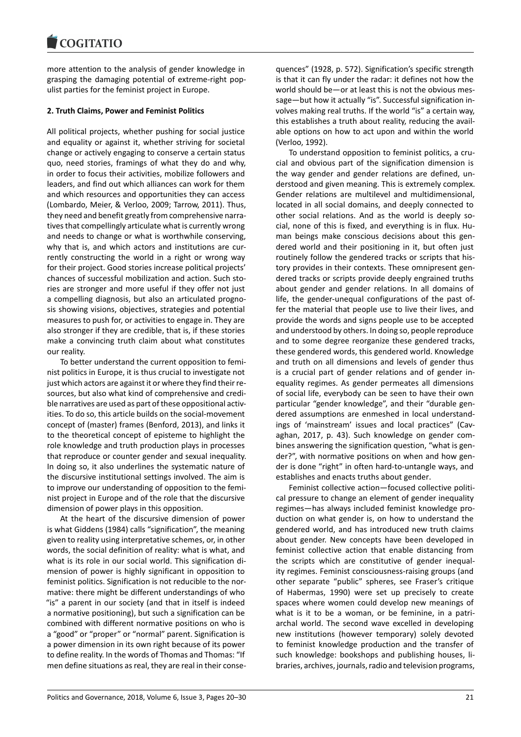more attention to the analysis of gender knowledge in grasping the damaging potential of extreme-right populist parties for the feminist project in Europe.

## 2. Truth Claims, Power and Feminist Politics

All political projects, whether pushing for social justice and equality or against it, whether striving for societal change or actively engaging to conserve a certain status quo, need stories, framings of what they do and why, in order to focus their activities, mobilize followers and leaders, and find out which alliances can work for them and which resources and opportunities they can access (Lombardo, Meier, & Verloo, 2009; Tarrow, 2011). Thus, they need and benefit greatly from comprehensive narratives that compellingly articulate what is currently wrong and needs to change or what is worthwhile conserving, why that is, and which actors and institutions are currently constructing the world in a right or wrong way for their project. Good stories increase political projects' chances of successful mobilization and action. Such stories are stronger and more useful if they offer not just a compelling diagnosis, but also an articulated prognosis showing visions, objectives, strategies and potential measures to push for, or activities to engage in. They are also stronger if they are credible, that is, if these stories make a convincing truth claim about what constitutes our reality.

To better understand the current opposition to feminist politics in Europe, it is thus crucial to investigate not just which actors are against it or where they find their resources, but also what kind of comprehensive and credible narratives are used as part of these oppositional activities. To do so, this article builds on the social-movement concept of (master) frames (Benford, 2013), and links it to the theoretical concept of episteme to highlight the role knowledge and truth production plays in processes that reproduce or counter gender and sexual inequality. In doing so, it also underlines the systematic nature of the discursive institutional settings involved. The aim is to improve our understanding of opposition to the feminist project in Europe and of the role that the discursive dimension of power plays in this opposition.

At the heart of the discursive dimension of power is what Giddens (1984) calls "signification", the meaning given to reality using interpretative schemes, or, in other words, the social definition of reality: what is what, and what is its role in our social world. This signification dimension of power is highly significant in opposition to feminist politics. Signification is not reducible to the normative: there might be different understandings of who "is" a parent in our society (and that in itself is indeed a normative positioning), but such a signification can be combined with different normative positions on who is a "good" or "proper" or "normal" parent. Signification is a power dimension in its own right because of its power to define reality. In the words of Thomas and Thomas: "If men define situations as real, they are real in their consequences" (1928, p. 572). Signification's specific strength is that it can fly under the radar: it defines not how the world should be—or at least this is not the obvious message—but how it actually "is". Successful signification involves making real truths. If the world "is" a certain way, this establishes a truth about reality, reducing the available options on how to act upon and within the world (Verloo, 1992).

To understand opposition to feminist politics, a crucial and obvious part of the signification dimension is the way gender and gender relations are defined, understood and given meaning. This is extremely complex. Gender relations are multilevel and multidimensional, located in all social domains, and deeply connected to other social relations. And as the world is deeply social, none of this is fixed, and everything is in flux. Human beings make conscious decisions about this gendered world and their positioning in it, but often just routinely follow the gendered tracks or scripts that history provides in their contexts. These omnipresent gendered tracks or scripts provide deeply engrained truths about gender and gender relations. In all domains of life, the gender-unequal configurations of the past offer the material that people use to live their lives, and provide the words and signs people use to be accepted and understood by others. In doing so, people reproduce and to some degree reorganize these gendered tracks, these gendered words, this gendered world. Knowledge and truth on all dimensions and levels of gender thus is a crucial part of gender relations and of gender inequality regimes. As gender permeates all dimensions of social life, everybody can be seen to have their own particular "gender knowledge", and their "durable gendered assumptions are enmeshed in local understandings of 'mainstream' issues and local practices" (Cavaghan, 2017, p. 43). Such knowledge on gender combines answering the signification question, "what is gender?", with normative positions on when and how gender is done "right" in often hard-to-untangle ways, and establishes and enacts truths about gender.

Feminist collective action—focused collective political pressure to change an element of gender inequality regimes—has always included feminist knowledge production on what gender is, on how to understand the gendered world, and has introduced new truth claims about gender. New concepts have been developed in feminist collective action that enable distancing from the scripts which are constitutive of gender inequality regimes. Feminist consciousness-raising groups (and other separate "public" spheres, see Fraser's critique of Habermas, 1990) were set up precisely to create spaces where women could develop new meanings of what is it to be a woman, or be feminine, in a patriarchal world. The second wave excelled in developing new institutions (however temporary) solely devoted to feminist knowledge production and the transfer of such knowledge: bookshops and publishing houses, libraries, archives, journals, radio and television programs,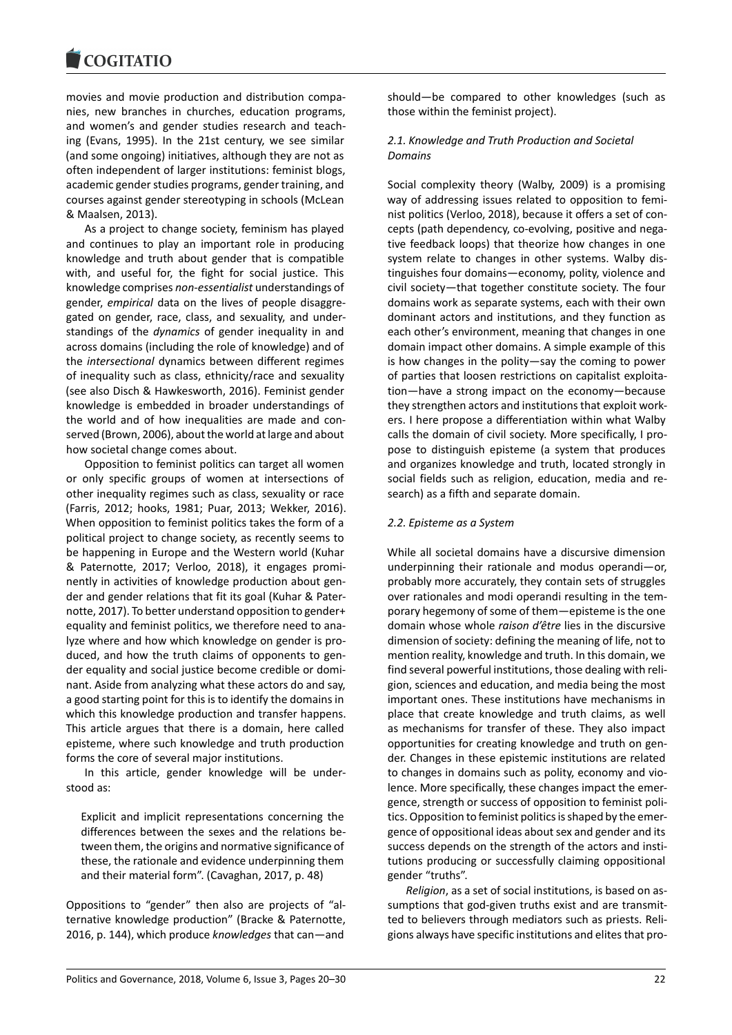movies and movie production and distribution companies, new branches in churches, education programs, and women's and gender studies research and teaching (Evans, 1995). In the 21st century, we see similar (and some ongoing) initiatives, although they are not as often independent of larger institutions: feminist blogs, academic gender studies programs, gender training, and courses against gender stereotyping in schools (McLean & Maalsen, 2013).

As a project to change society, feminism has played and continues to play an important role in producing knowledge and truth about gender that is compatible with, and useful for, the fight for social justice. This knowledge comprises *non-essentialist* understandings of gender, *empirical* data on the lives of people disaggregated on gender, race, class, and sexuality, and understandings of the *dynamics* of gender inequality in and across domains (including the role of knowledge) and of the *intersectional* dynamics between different regimes of inequality such as class, ethnicity/race and sexuality (see also Disch & Hawkesworth, 2016). Feminist gender knowledge is embedded in broader understandings of the world and of how inequalities are made and conserved (Brown, 2006), about the world at large and about how societal change comes about.

Opposition to feminist politics can target all women or only specific groups of women at intersections of other inequality regimes such as class, sexuality or race (Farris, 2012; hooks, 1981; Puar, 2013; Wekker, 2016). When opposition to feminist politics takes the form of a political project to change society, as recently seems to be happening in Europe and the Western world (Kuhar & Paternotte, 2017; Verloo, 2018), it engages prominently in activities of knowledge production about gender and gender relations that fit its goal (Kuhar & Paternotte, 2017). To better understand opposition to gender+ equality and feminist politics, we therefore need to analyze where and how which knowledge on gender is produced, and how the truth claims of opponents to gender equality and social justice become credible or dominant. Aside from analyzing what these actors do and say, a good starting point for this is to identify the domains in which this knowledge production and transfer happens. This article argues that there is a domain, here called episteme, where such knowledge and truth production forms the core of several major institutions.

In this article, gender knowledge will be understood as:

> Explicit and implicit representations concerning the differences between the sexes and the relations between them, the origins and normative significance of these, the rationale and evidence underpinning them and their material form". (Cavaghan, 2017, p. 48)

Oppositions to "gender" then also are projects of "alternative knowledge production" (Bracke & Paternotte, 2016, p. 144), which produce *knowledges* that can—and should—be compared to other knowledges (such as those within the feminist project).

### *2.1. Knowledge and Truth Production and Societal Domains*

Social complexity theory (Walby, 2009) is a promising way of addressing issues related to opposition to feminist politics (Verloo, 2018), because it offers a set of concepts (path dependency, co-evolving, positive and negative feedback loops) that theorize how changes in one system relate to changes in other systems. Walby distinguishes four domains—economy, polity, violence and civil society—that together constitute society. The four domains work as separate systems, each with their own dominant actors and institutions, and they function as each other's environment, meaning that changes in one domain impact other domains. A simple example of this is how changes in the polity—say the coming to power of parties that loosen restrictions on capitalist exploitation—have a strong impact on the economy—because they strengthen actors and institutions that exploit workers. I here propose a differentiation within what Walby calls the domain of civil society. More specifically, I propose to distinguish episteme (a system that produces and organizes knowledge and truth, located strongly in social fields such as religion, education, media and research) as a fifth and separate domain.

### *2.2. Episteme as a System*

While all societal domains have a discursive dimension underpinning their rationale and modus operandi—or, probably more accurately, they contain sets of struggles over rationales and modi operandi resulting in the temporary hegemony of some of them—episteme is the one domain whose whole *raison d'être* lies in the discursive dimension of society: defining the meaning of life, not to mention reality, knowledge and truth. In this domain, we find several powerful institutions, those dealing with religion, sciences and education, and media being the most important ones. These institutions have mechanisms in place that create knowledge and truth claims, as well as mechanisms for transfer of these. They also impact opportunities for creating knowledge and truth on gender. Changes in these epistemic institutions are related to changes in domains such as polity, economy and violence. More specifically, these changes impact the emergence, strength or success of opposition to feminist politics. Opposition to feminist politics is shaped by the emergence of oppositional ideas about sex and gender and its success depends on the strength of the actors and institutions producing or successfully claiming oppositional gender "truths".

*Religion*, as a set of social institutions, is based on assumptions that god-given truths exist and are transmitted to believers through mediators such as priests. Religions always have specific institutions and elites that pro-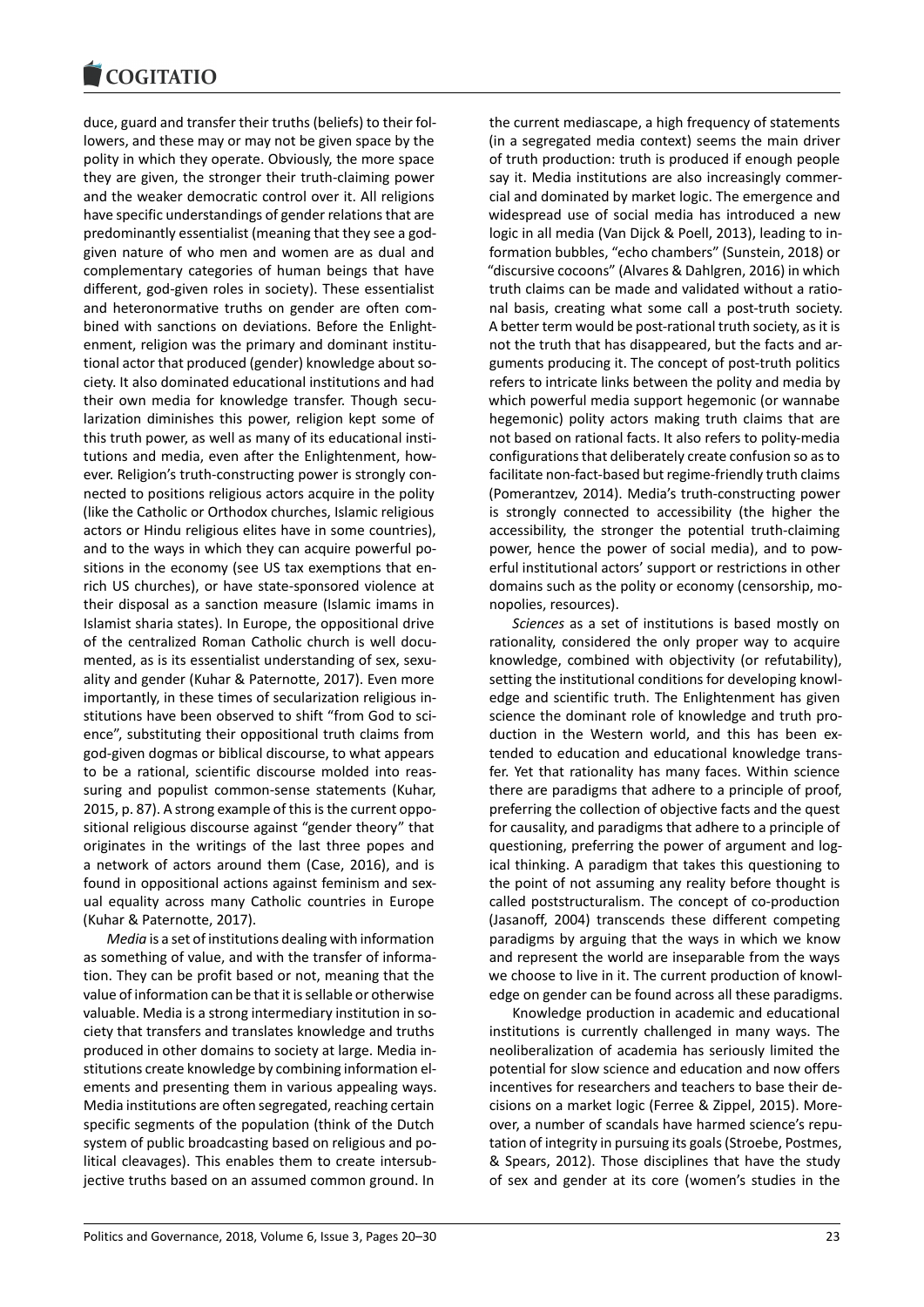duce, guard and transfer their truths (beliefs) to their followers, and these may or may not be given space by the polity in which they operate. Obviously, the more space they are given, the stronger their truth-claiming power and the weaker democratic control over it. All religions have specific understandings of gender relations that are predominantly essentialist (meaning that they see a god-given nature of who men and women are as dual and complementary categories of human beings that have different, god-given roles in society). These essentialist and heteronormative truths on gender are often combined with sanctions on deviations. Before the Enlightenment, religion was the primary and dominant institutional actor that produced (gender) knowledge about society. It also dominated educational institutions and had their own media for knowledge transfer. Though secularization diminishes this power, religion kept some of this truth power, as well as many of its educational institutions and media, even after the Enlightenment, however. Religion's truth-constructing power is strongly connected to positions religious actors acquire in the polity (like the Catholic or Orthodox churches, Islamic religious actors or Hindu religious elites have in some countries), and to the ways in which they can acquire powerful positions in the economy (see US tax exemptions that enrich US churches), or have state-sponsored violence at their disposal as a sanction measure (Islamic imams in Islamist sharia states). In Europe, the oppositional drive of the centralized Roman Catholic church is well documented, as is its essentialist understanding of sex, sexuality and gender (Kuhar & Paternotte, 2017). Even more importantly, in these times of secularization religious institutions have been observed to shift "from God to science", substituting their oppositional truth claims from god-given dogmas or biblical discourse, to what appears to be a rational, scientific discourse molded into reassuring and populist common-sense statements (Kuhar, 2015, p. 87). A strong example of this is the current oppositional religious discourse against "gender theory" that originates in the writings of the last three popes and a network of actors around them (Case, 2016), and is found in oppositional actions against feminism and sexual equality across many Catholic countries in Europe (Kuhar & Paternotte, 2017).

*Media* is a set of institutions dealing with information as something of value, and with the transfer of information. They can be profit based or not, meaning that the value of information can be that it is sellable or otherwise valuable. Media is a strong intermediary institution in society that transfers and translates knowledge and truths produced in other domains to society at large. Media institutions create knowledge by combining information elements and presenting them in various appealing ways. Media institutions are often segregated, reaching certain specific segments of the population (think of the Dutch system of public broadcasting based on religious and political cleavages). This enables them to create intersubjective truths based on an assumed common ground. In the current mediascape, a high frequency of statements (in a segregated media context) seems the main driver of truth production: truth is produced if enough people say it. Media institutions are also increasingly commercial and dominated by market logic. The emergence and widespread use of social media has introduced a new logic in all media (Van Dijck & Poell, 2013), leading to information bubbles, "echo chambers" (Sunstein, 2018) or "discursive cocoons" (Alvares & Dahlgren, 2016) in which truth claims can be made and validated without a rational basis, creating what some call a post-truth society. A better term would be post-rational truth society, as it is not the truth that has disappeared, but the facts and arguments producing it. The concept of post-truth politics refers to intricate links between the polity and media by which powerful media support hegemonic (or wannabe hegemonic) polity actors making truth claims that are not based on rational facts. It also refers to polity-media configurations that deliberately create confusion so as to facilitate non-fact-based but regime-friendly truth claims (Pomerantzev, 2014). Media's truth-constructing power is strongly connected to accessibility (the higher the accessibility, the stronger the potential truth-claiming power, hence the power of social media), and to powerful institutional actors' support or restrictions in other domains such as the polity or economy (censorship, monopolies, resources).

*Sciences* as a set of institutions is based mostly on rationality, considered the only proper way to acquire knowledge, combined with objectivity (or refutability), setting the institutional conditions for developing knowledge and scientific truth. The Enlightenment has given science the dominant role of knowledge and truth production in the Western world, and this has been extended to education and educational knowledge transfer. Yet that rationality has many faces. Within science there are paradigms that adhere to a principle of proof, preferring the collection of objective facts and the quest for causality, and paradigms that adhere to a principle of questioning, preferring the power of argument and logical thinking. A paradigm that takes this questioning to the point of not assuming any reality before thought is called poststructuralism. The concept of co-production (Jasanoff, 2004) transcends these different competing paradigms by arguing that the ways in which we know and represent the world are inseparable from the ways we choose to live in it. The current production of knowledge on gender can be found across all these paradigms.

Knowledge production in academic and educational institutions is currently challenged in many ways. The neoliberalization of academia has seriously limited the potential for slow science and education and now offers incentives for researchers and teachers to base their decisions on a market logic (Ferree & Zippel, 2015). Moreover, a number of scandals have harmed science's reputation of integrity in pursuing its goals (Stroebe, Postmes, & Spears, 2012). Those disciplines that have the study of sex and gender at its core (women's studies in the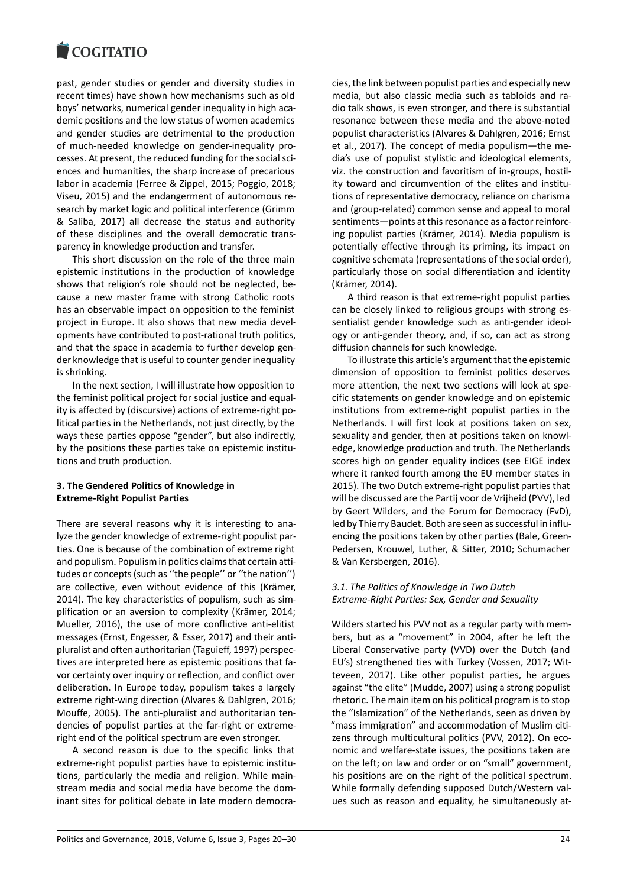past, gender studies or gender and diversity studies in recent times) have shown how mechanisms such as old boys' networks, numerical gender inequality in high academic positions and the low status of women academics and gender studies are detrimental to the production of much-needed knowledge on gender-inequality processes. At present, the reduced funding for the social sciences and humanities, the sharp increase of precarious labor in academia (Ferree & Zippel, 2015; Poggio, 2018; Viseu, 2015) and the endangerment of autonomous research by market logic and political interference (Grimm & Saliba, 2017) all decrease the status and authority of these disciplines and the overall democratic transparency in knowledge production and transfer.

This short discussion on the role of the three main epistemic institutions in the production of knowledge shows that religion's role should not be neglected, because a new master frame with strong Catholic roots has an observable impact on opposition to the feminist project in Europe. It also shows that new media developments have contributed to post-rational truth politics, and that the space in academia to further develop gender knowledge that is useful to counter gender inequality is shrinking.

In the next section, I will illustrate how opposition to the feminist political project for social justice and equality is affected by (discursive) actions of extreme-right political parties in the Netherlands, not just directly, by the ways these parties oppose "gender", but also indirectly, by the positions these parties take on epistemic institutions and truth production.

## 3. The Gendered Politics of Knowledge in Extreme-Right Populist Parties

There are several reasons why it is interesting to analyze the gender knowledge of extreme-right populist parties. One is because of the combination of extreme right and populism. Populism in politics claims that certain attitudes or concepts (such as ''the people'' or ''the nation'') are collective, even without evidence of this (Krämer, 2014). The key characteristics of populism, such as simplification or an aversion to complexity (Krämer, 2014; Mueller, 2016), the use of more conflictive anti-elitist messages (Ernst, Engesser, & Esser, 2017) and their anti-pluralist and often authoritarian (Taguieff, 1997) perspectives are interpreted here as epistemic positions that favor certainty over inquiry or reflection, and conflict over deliberation. In Europe today, populism takes a largely extreme right-wing direction (Alvares & Dahlgren, 2016; Mouffe, 2005). The anti-pluralist and authoritarian tendencies of populist parties at the far-right or extreme-right end of the political spectrum are even stronger.

A second reason is due to the specific links that extreme-right populist parties have to epistemic institutions, particularly the media and religion. While mainstream media and social media have become the dominant sites for political debate in late modern democracies, the link between populist parties and especially new media, but also classic media such as tabloids and radio talk shows, is even stronger, and there is substantial resonance between these media and the above-noted populist characteristics (Alvares & Dahlgren, 2016; Ernst et al., 2017). The concept of media populism—the media's use of populist stylistic and ideological elements, viz. the construction and favoritism of in-groups, hostility toward and circumvention of the elites and institutions of representative democracy, reliance on charisma and (group-related) common sense and appeal to moral sentiments—points at this resonance as a factor reinforcing populist parties (Krämer, 2014). Media populism is potentially effective through its priming, its impact on cognitive schemata (representations of the social order), particularly those on social differentiation and identity (Krämer, 2014).

A third reason is that extreme-right populist parties can be closely linked to religious groups with strong essentialist gender knowledge such as anti-gender ideology or anti-gender theory, and, if so, can act as strong diffusion channels for such knowledge.

To illustrate this article's argument that the epistemic dimension of opposition to feminist politics deserves more attention, the next two sections will look at specific statements on gender knowledge and on epistemic institutions from extreme-right populist parties in the Netherlands. I will first look at positions taken on sex, sexuality and gender, then at positions taken on knowledge, knowledge production and truth. The Netherlands scores high on gender equality indices (see EIGE index where it ranked fourth among the EU member states in 2015). The two Dutch extreme-right populist parties that will be discussed are the Partij voor de Vrijheid (PVV), led by Geert Wilders, and the Forum for Democracy (FvD), led by Thierry Baudet. Both are seen as successful in influencing the positions taken by other parties (Bale, Green-Pedersen, Krouwel, Luther, & Sitter, 2010; Schumacher & Van Kersbergen, 2016).

### *3.1. The Politics of Knowledge in Two Dutch Extreme-Right Parties: Sex, Gender and Sexuality*

Wilders started his PVV not as a regular party with members, but as a "movement" in 2004, after he left the Liberal Conservative party (VVD) over the Dutch (and EU's) strengthened ties with Turkey (Vossen, 2017; Witteveen, 2017). Like other populist parties, he argues against "the elite" (Mudde, 2007) using a strong populist rhetoric. The main item on his political program is to stop the "Islamization" of the Netherlands, seen as driven by "mass immigration" and accommodation of Muslim citizens through multicultural politics (PVV, 2012). On economic and welfare-state issues, the positions taken are on the left; on law and order or on "small" government, his positions are on the right of the political spectrum. While formally defending supposed Dutch/Western values such as reason and equality, he simultaneously at-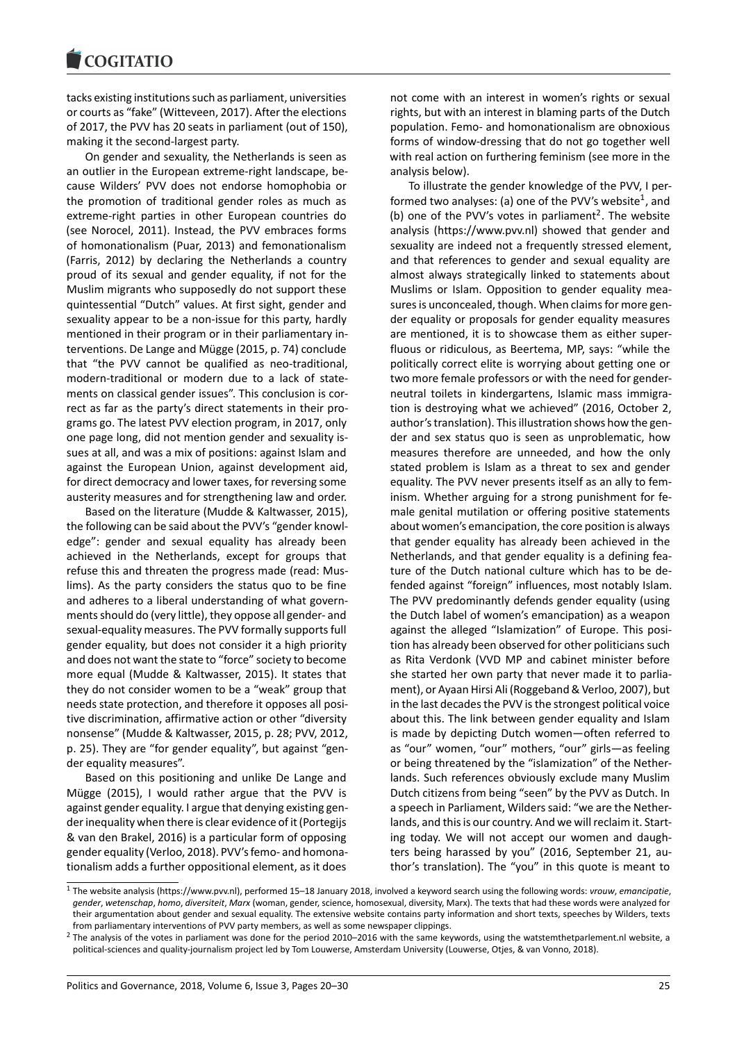tacks existing institutions such as parliament, universities or courts as "fake" (Witteveen, 2017). After the elections of 2017, the PVV has 20 seats in parliament (out of 150), making it the second-largest party.

On gender and sexuality, the Netherlands is seen as an outlier in the European extreme-right landscape, because Wilders' PVV does not endorse homophobia or the promotion of traditional gender roles as much as extreme-right parties in other European countries do (see Norocel, 2011). Instead, the PVV embraces forms of homonationalism (Puar, 2013) and femonationalism (Farris, 2012) by declaring the Netherlands a country proud of its sexual and gender equality, if not for the Muslim migrants who supposedly do not support these quintessential "Dutch" values. At first sight, gender and sexuality appear to be a non-issue for this party, hardly mentioned in their program or in their parliamentary interventions. De Lange and Mügge (2015, p. 74) conclude that "the PVV cannot be qualified as neo-traditional, modern-traditional or modern due to a lack of statements on classical gender issues". This conclusion is correct as far as the party's direct statements in their programs go. The latest PVV election program, in 2017, only one page long, did not mention gender and sexuality issues at all, and was a mix of positions: against Islam and against the European Union, against development aid, for direct democracy and lower taxes, for reversing some austerity measures and for strengthening law and order.

Based on the literature (Mudde & Kaltwasser, 2015), the following can be said about the PVV's "gender knowledge": gender and sexual equality has already been achieved in the Netherlands, except for groups that refuse this and threaten the progress made (read: Muslims). As the party considers the status quo to be fine and adheres to a liberal understanding of what governments should do (very little), they oppose all gender- and sexual-equality measures. The PVV formally supports full gender equality, but does not consider it a high priority and does not want the state to "force" society to become more equal (Mudde & Kaltwasser, 2015). It states that they do not consider women to be a "weak" group that needs state protection, and therefore it opposes all positive discrimination, affirmative action or other "diversity nonsense" (Mudde & Kaltwasser, 2015, p. 28; PVV, 2012, p. 25). They are "for gender equality", but against "gender equality measures".

Based on this positioning and unlike De Lange and Mügge (2015), I would rather argue that the PVV is against gender equality. I argue that denying existing gender inequality when there is clear evidence of it (Portegijs & van den Brakel, 2016) is a particular form of opposing gender equality (Verloo, 2018). PVV's femo- and homonationalism adds a further oppositional element, as it does not come with an interest in women's rights or sexual rights, but with an interest in blaming parts of the Dutch population. Femo- and homonationalism are obnoxious forms of window-dressing that do not go together well with real action on furthering feminism (see more in the analysis below).

To illustrate the gender knowledge of the PVV, I performed two analyses: (a) one of the PVV's website[1], and (b) one of the PVV's votes in parliament[2]. The website analysis (https://www.pvv.nl) showed that gender and sexuality are indeed not a frequently stressed element, and that references to gender and sexual equality are almost always strategically linked to statements about Muslims or Islam. Opposition to gender equality measures is unconcealed, though. When claims for more gender equality or proposals for gender equality measures are mentioned, it is to showcase them as either superfluous or ridiculous, as Beertema, MP, says: "while the politically correct elite is worrying about getting one or two more female professors or with the need for gender-neutral toilets in kindergartens, Islamic mass immigration is destroying what we achieved" (2016, October 2, author's translation). This illustration shows how the gender and sex status quo is seen as unproblematic, how measures therefore are unneeded, and how the only stated problem is Islam as a threat to sex and gender equality. The PVV never presents itself as an ally to feminism. Whether arguing for a strong punishment for female genital mutilation or offering positive statements about women's emancipation, the core position is always that gender equality has already been achieved in the Netherlands, and that gender equality is a defining feature of the Dutch national culture which has to be defended against "foreign" influences, most notably Islam. The PVV predominantly defends gender equality (using the Dutch label of women's emancipation) as a weapon against the alleged "Islamization" of Europe. This position has already been observed for other politicians such as Rita Verdonk (VVD MP and cabinet minister before she started her own party that never made it to parliament), or Ayaan Hirsi Ali (Roggeband & Verloo, 2007), but in the last decades the PVV is the strongest political voice about this. The link between gender equality and Islam is made by depicting Dutch women—often referred to as "our" women, "our" mothers, "our" girls—as feeling or being threatened by the "islamization" of the Netherlands. Such references obviously exclude many Muslim Dutch citizens from being "seen" by the PVV as Dutch. In a speech in Parliament, Wilders said: "we are the Netherlands, and this is our country. And we will reclaim it. Starting today. We will not accept our women and daughters being harassed by you" (2016, September 21, author's translation). The "you" in this quote is meant to

---

[1] The website analysis (https://www.pvv.nl), performed 15–18 January 2018, involved a keyword search using the following words: *vrouw*, *emancipatie*, *gender*, *wetenschap*, *homo*, *diversiteit*, *Marx* (woman, gender, science, homosexual, diversity, Marx). The texts that had these words were analyzed for their argumentation about gender and sexual equality. The extensive website contains party information and short texts, speeches by Wilders, texts from parliamentary interventions of PVV party members, as well as some newspaper clippings.

[2] The analysis of the votes in parliament was done for the period 2010–2016 with the same keywords, using the watstemthetparlement.nl website, a political-sciences and quality-journalism project led by Tom Louwerse, Amsterdam University (Louwerse, Otjes, & van Vonno, 2018).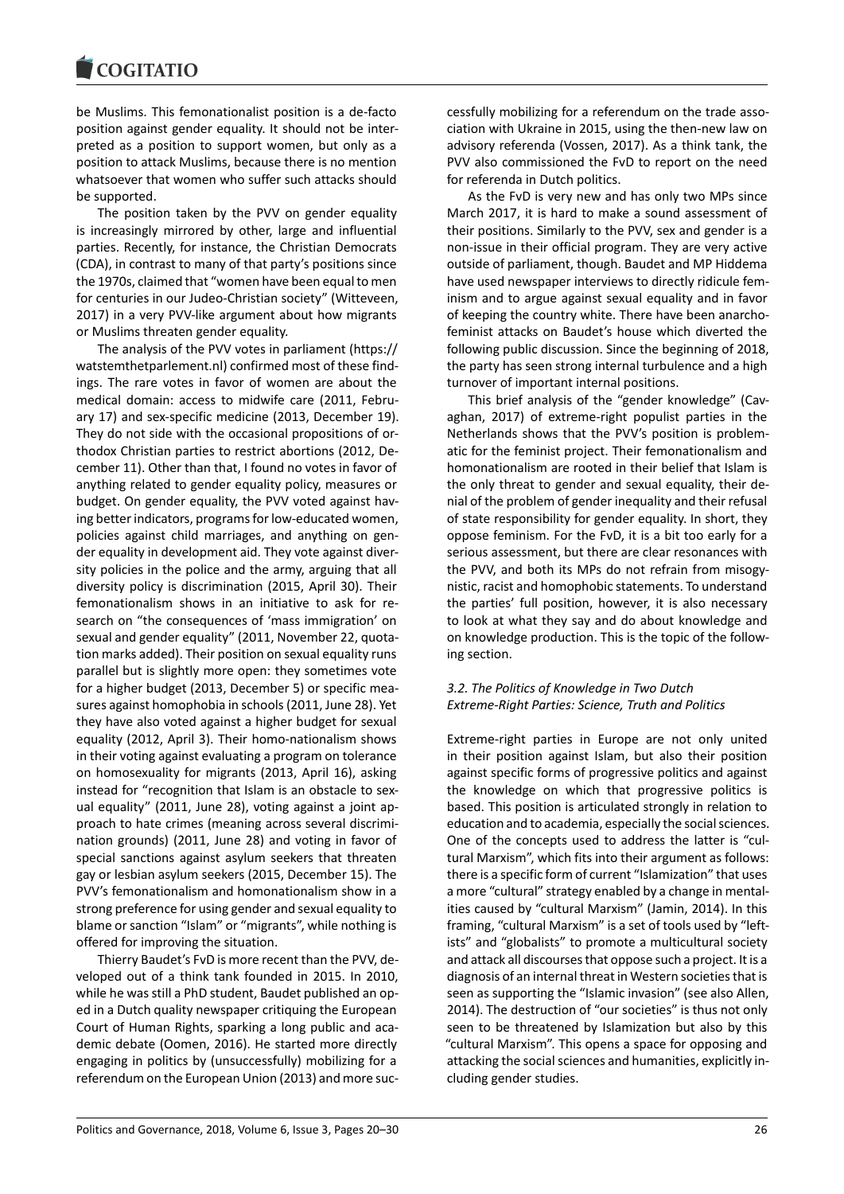be Muslims. This femonationalist position is a de-facto position against gender equality. It should not be interpreted as a position to support women, but only as a position to attack Muslims, because there is no mention whatsoever that women who suffer such attacks should be supported.

The position taken by the PVV on gender equality is increasingly mirrored by other, large and influential parties. Recently, for instance, the Christian Democrats (CDA), in contrast to many of that party's positions since the 1970s, claimed that "women have been equal to men for centuries in our Judeo-Christian society" (Witteveen, 2017) in a very PVV-like argument about how migrants or Muslims threaten gender equality.

The analysis of the PVV votes in parliament (https://watstemthetparlement.nl) confirmed most of these findings. The rare votes in favor of women are about the medical domain: access to midwife care (2011, February 17) and sex-specific medicine (2013, December 19). They do not side with the occasional propositions of orthodox Christian parties to restrict abortions (2012, December 11). Other than that, I found no votes in favor of anything related to gender equality policy, measures or budget. On gender equality, the PVV voted against having better indicators, programs for low-educated women, policies against child marriages, and anything on gender equality in development aid. They vote against diversity policies in the police and the army, arguing that all diversity policy is discrimination (2015, April 30). Their femonationalism shows in an initiative to ask for research on "the consequences of 'mass immigration' on sexual and gender equality" (2011, November 22, quotation marks added). Their position on sexual equality runs parallel but is slightly more open: they sometimes vote for a higher budget (2013, December 5) or specific measures against homophobia in schools (2011, June 28). Yet they have also voted against a higher budget for sexual equality (2012, April 3). Their homo-nationalism shows in their voting against evaluating a program on tolerance on homosexuality for migrants (2013, April 16), asking instead for "recognition that Islam is an obstacle to sexual equality" (2011, June 28), voting against a joint approach to hate crimes (meaning across several discrimination grounds) (2011, June 28) and voting in favor of special sanctions against asylum seekers that threaten gay or lesbian asylum seekers (2015, December 15). The PVV's femonationalism and homonationalism show in a strong preference for using gender and sexual equality to blame or sanction "Islam" or "migrants", while nothing is offered for improving the situation.

Thierry Baudet's FvD is more recent than the PVV, developed out of a think tank founded in 2015. In 2010, while he was still a PhD student, Baudet published an op-ed in a Dutch quality newspaper critiquing the European Court of Human Rights, sparking a long public and academic debate (Oomen, 2016). He started more directly engaging in politics by (unsuccessfully) mobilizing for a referendum on the European Union (2013) and more successfully mobilizing for a referendum on the trade association with Ukraine in 2015, using the then-new law on advisory referenda (Vossen, 2017). As a think tank, the PVV also commissioned the FvD to report on the need for referenda in Dutch politics.

As the FvD is very new and has only two MPs since March 2017, it is hard to make a sound assessment of their positions. Similarly to the PVV, sex and gender is a non-issue in their official program. They are very active outside of parliament, though. Baudet and MP Hiddema have used newspaper interviews to directly ridicule feminism and to argue against sexual equality and in favor of keeping the country white. There have been anarcho-feminist attacks on Baudet's house which diverted the following public discussion. Since the beginning of 2018, the party has seen strong internal turbulence and a high turnover of important internal positions.

This brief analysis of the "gender knowledge" (Cavaghan, 2017) of extreme-right populist parties in the Netherlands shows that the PVV's position is problematic for the feminist project. Their femonationalism and homonationalism are rooted in their belief that Islam is the only threat to gender and sexual equality, their denial of the problem of gender inequality and their refusal of state responsibility for gender equality. In short, they oppose feminism. For the FvD, it is a bit too early for a serious assessment, but there are clear resonances with the PVV, and both its MPs do not refrain from misogynistic, racist and homophobic statements. To understand the parties' full position, however, it is also necessary to look at what they say and do about knowledge and on knowledge production. This is the topic of the following section.

### *3.2. The Politics of Knowledge in Two Dutch Extreme-Right Parties: Science, Truth and Politics*

Extreme-right parties in Europe are not only united in their position against Islam, but also their position against specific forms of progressive politics and against the knowledge on which that progressive politics is based. This position is articulated strongly in relation to education and to academia, especially the social sciences. One of the concepts used to address the latter is "cultural Marxism", which fits into their argument as follows: there is a specific form of current "Islamization" that uses a more "cultural" strategy enabled by a change in mentalities caused by "cultural Marxism" (Jamin, 2014). In this framing, "cultural Marxism" is a set of tools used by "leftists" and "globalists" to promote a multicultural society and attack all discourses that oppose such a project. It is a diagnosis of an internal threat in Western societies that is seen as supporting the "Islamic invasion" (see also Allen, 2014). The destruction of "our societies" is thus not only seen to be threatened by Islamization but also by this "cultural Marxism". This opens a space for opposing and attacking the social sciences and humanities, explicitly including gender studies.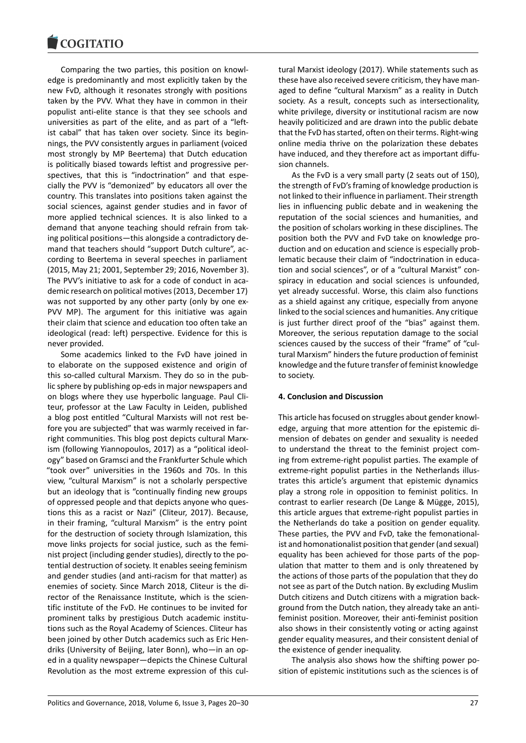Comparing the two parties, this position on knowledge is predominantly and most explicitly taken by the new FvD, although it resonates strongly with positions taken by the PVV. What they have in common in their populist anti-elite stance is that they see schools and universities as part of the elite, and as part of a "leftist cabal" that has taken over society. Since its beginnings, the PVV consistently argues in parliament (voiced most strongly by MP Beertema) that Dutch education is politically biased towards leftist and progressive perspectives, that this is "indoctrination" and that especially the PVV is "demonized" by educators all over the country. This translates into positions taken against the social sciences, against gender studies and in favor of more applied technical sciences. It is also linked to a demand that anyone teaching should refrain from taking political positions—this alongside a contradictory demand that teachers should "support Dutch culture", according to Beertema in several speeches in parliament (2015, May 21; 2001, September 29; 2016, November 3). The PVV's initiative to ask for a code of conduct in academic research on political motives (2013, December 17) was not supported by any other party (only by one ex-PVV MP). The argument for this initiative was again their claim that science and education too often take an ideological (read: left) perspective. Evidence for this is never provided.

Some academics linked to the FvD have joined in to elaborate on the supposed existence and origin of this so-called cultural Marxism. They do so in the public sphere by publishing op-eds in major newspapers and on blogs where they use hyperbolic language. Paul Cliteur, professor at the Law Faculty in Leiden, published a blog post entitled "Cultural Marxists will not rest before you are subjected" that was warmly received in far-right communities. This blog post depicts cultural Marxism (following Yiannopoulos, 2017) as a "political ideology" based on Gramsci and the Frankfurter Schule which "took over" universities in the 1960s and 70s. In this view, "cultural Marxism" is not a scholarly perspective but an ideology that is "continually finding new groups of oppressed people and that depicts anyone who questions this as a racist or Nazi" (Cliteur, 2017). Because, in their framing, "cultural Marxism" is the entry point for the destruction of society through Islamization, this move links projects for social justice, such as the feminist project (including gender studies), directly to the potential destruction of society. It enables seeing feminism and gender studies (and anti-racism for that matter) as enemies of society. Since March 2018, Cliteur is the director of the Renaissance Institute, which is the scientific institute of the FvD. He continues to be invited for prominent talks by prestigious Dutch academic institutions such as the Royal Academy of Sciences. Cliteur has been joined by other Dutch academics such as Eric Hendriks (University of Beijing, later Bonn), who—in an op-ed in a quality newspaper—depicts the Chinese Cultural Revolution as the most extreme expression of this cultural Marxist ideology (2017). While statements such as these have also received severe criticism, they have managed to define "cultural Marxism" as a reality in Dutch society. As a result, concepts such as intersectionality, white privilege, diversity or institutional racism are now heavily politicized and are drawn into the public debate that the FvD has started, often on their terms. Right-wing online media thrive on the polarization these debates have induced, and they therefore act as important diffusion channels.

As the FvD is a very small party (2 seats out of 150), the strength of FvD's framing of knowledge production is not linked to their influence in parliament. Their strength lies in influencing public debate and in weakening the reputation of the social sciences and humanities, and the position of scholars working in these disciplines. The position both the PVV and FvD take on knowledge production and on education and science is especially problematic because their claim of "indoctrination in education and social sciences", or of a "cultural Marxist" conspiracy in education and social sciences is unfounded, yet already successful. Worse, this claim also functions as a shield against any critique, especially from anyone linked to the social sciences and humanities. Any critique is just further direct proof of the "bias" against them. Moreover, the serious reputation damage to the social sciences caused by the success of their "frame" of "cultural Marxism" hinders the future production of feminist knowledge and the future transfer of feminist knowledge to society.

## 4. Conclusion and Discussion

This article has focused on struggles about gender knowledge, arguing that more attention for the epistemic dimension of debates on gender and sexuality is needed to understand the threat to the feminist project coming from extreme-right populist parties. The example of extreme-right populist parties in the Netherlands illustrates this article's argument that epistemic dynamics play a strong role in opposition to feminist politics. In contrast to earlier research (De Lange & Mügge, 2015), this article argues that extreme-right populist parties in the Netherlands do take a position on gender equality. These parties, the PVV and FvD, take the femonationalist and homonationalist position that gender (and sexual) equality has been achieved for those parts of the population that matter to them and is only threatened by the actions of those parts of the population that they do not see as part of the Dutch nation. By excluding Muslim Dutch citizens and Dutch citizens with a migration background from the Dutch nation, they already take an anti-feminist position. Moreover, their anti-feminist position also shows in their consistently voting or acting against gender equality measures, and their consistent denial of the existence of gender inequality.

The analysis also shows how the shifting power position of epistemic institutions such as the sciences is of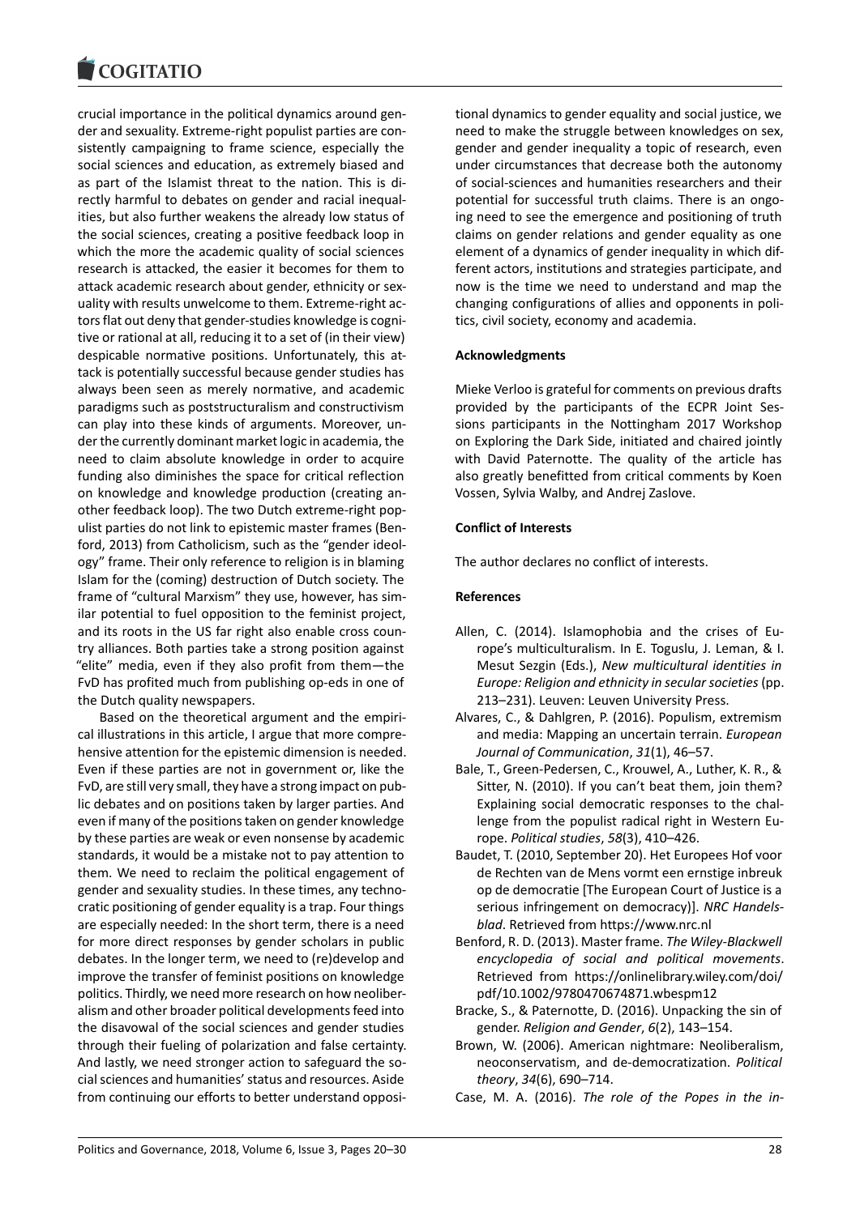crucial importance in the political dynamics around gender and sexuality. Extreme-right populist parties are consistently campaigning to frame science, especially the social sciences and education, as extremely biased and as part of the Islamist threat to the nation. This is directly harmful to debates on gender and racial inequalities, but also further weakens the already low status of the social sciences, creating a positive feedback loop in which the more the academic quality of social sciences research is attacked, the easier it becomes for them to attack academic research about gender, ethnicity or sexuality with results unwelcome to them. Extreme-right actors flat out deny that gender-studies knowledge is cognitive or rational at all, reducing it to a set of (in their view) despicable normative positions. Unfortunately, this attack is potentially successful because gender studies has always been seen as merely normative, and academic paradigms such as poststructuralism and constructivism can play into these kinds of arguments. Moreover, under the currently dominant market logic in academia, the need to claim absolute knowledge in order to acquire funding also diminishes the space for critical reflection on knowledge and knowledge production (creating another feedback loop). The two Dutch extreme-right populist parties do not link to epistemic master frames (Benford, 2013) from Catholicism, such as the "gender ideology" frame. Their only reference to religion is in blaming Islam for the (coming) destruction of Dutch society. The frame of "cultural Marxism" they use, however, has similar potential to fuel opposition to the feminist project, and its roots in the US far right also enable cross country alliances. Both parties take a strong position against "elite" media, even if they also profit from them—the FvD has profited much from publishing op-eds in one of the Dutch quality newspapers.

Based on the theoretical argument and the empirical illustrations in this article, I argue that more comprehensive attention for the epistemic dimension is needed. Even if these parties are not in government or, like the FvD, are still very small, they have a strong impact on public debates and on positions taken by larger parties. And even if many of the positions taken on gender knowledge by these parties are weak or even nonsense by academic standards, it would be a mistake not to pay attention to them. We need to reclaim the political engagement of gender and sexuality studies. In these times, any technocratic positioning of gender equality is a trap. Four things are especially needed: In the short term, there is a need for more direct responses by gender scholars in public debates. In the longer term, we need to (re)develop and improve the transfer of feminist positions on knowledge politics. Thirdly, we need more research on how neoliberalism and other broader political developments feed into the disavowal of the social sciences and gender studies through their fueling of polarization and false certainty. And lastly, we need stronger action to safeguard the social sciences and humanities' status and resources. Aside from continuing our efforts to better understand oppositional dynamics to gender equality and social justice, we need to make the struggle between knowledges on sex, gender and gender inequality a topic of research, even under circumstances that decrease both the autonomy of social-sciences and humanities researchers and their potential for successful truth claims. There is an ongoing need to see the emergence and positioning of truth claims on gender relations and gender equality as one element of a dynamics of gender inequality in which different actors, institutions and strategies participate, and now is the time we need to understand and map the changing configurations of allies and opponents in politics, civil society, economy and academia.

## Acknowledgments

Mieke Verloo is grateful for comments on previous drafts provided by the participants of the ECPR Joint Sessions participants in the Nottingham 2017 Workshop on Exploring the Dark Side, initiated and chaired jointly with David Paternotte. The quality of the article has also greatly benefitted from critical comments by Koen Vossen, Sylvia Walby, and Andrej Zaslove.

## Conflict of Interests

The author declares no conflict of interests.

## References

Allen, C. (2014). Islamophobia and the crises of Europe's multiculturalism. In E. Toguslu, J. Leman, & I. Mesut Sezgin (Eds.), *New multicultural identities in Europe: Religion and ethnicity in secular societies* (pp. 213–231). Leuven: Leuven University Press.

Alvares, C., & Dahlgren, P. (2016). Populism, extremism and media: Mapping an uncertain terrain. *European Journal of Communication*, *31*(1), 46–57.

Bale, T., Green-Pedersen, C., Krouwel, A., Luther, K. R., & Sitter, N. (2010). If you can't beat them, join them? Explaining social democratic responses to the challenge from the populist radical right in Western Europe. *Political studies*, *58*(3), 410–426.

Baudet, T. (2010, September 20). Het Europees Hof voor de Rechten van de Mens vormt een ernstige inbreuk op de democratie [The European Court of Justice is a serious infringement on democracy)]. *NRC Handelsblad*. Retrieved from https://www.nrc.nl

Benford, R. D. (2013). Master frame. *The Wiley-Blackwell encyclopedia of social and political movements*. Retrieved from https://onlinelibrary.wiley.com/doi/pdf/10.1002/9780470674871.wbespm12

Bracke, S., & Paternotte, D. (2016). Unpacking the sin of gender. *Religion and Gender*, *6*(2), 143–154.

Brown, W. (2006). American nightmare: Neoliberalism, neoconservatism, and de-democratization. *Political theory*, *34*(6), 690–714.

Case, M. A. (2016). *The role of the Popes in the in-*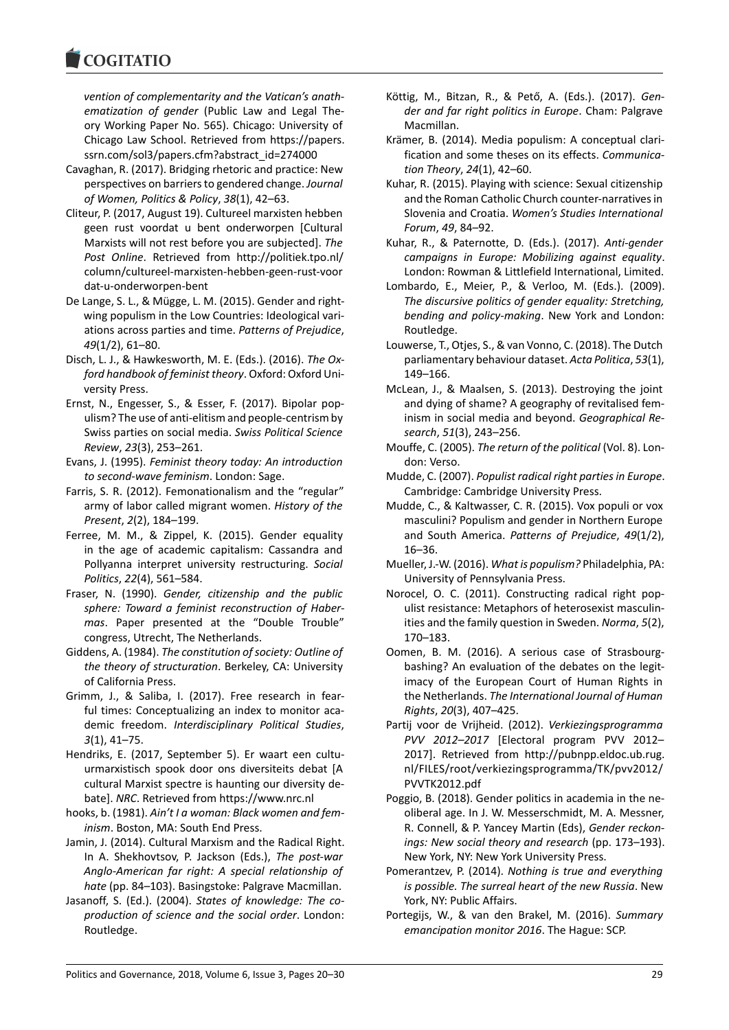*vention of complementarity and the Vatican's anathematization of gender* (Public Law and Legal Theory Working Paper No. 565). Chicago: University of Chicago Law School. Retrieved from https://papers.ssrn.com/sol3/papers.cfm?abstract_id=274000

Cavaghan, R. (2017). Bridging rhetoric and practice: New perspectives on barriers to gendered change. *Journal of Women, Politics & Policy*, *38*(1), 42–63.

Cliteur, P. (2017, August 19). Cultureel marxisten hebben geen rust voordat u bent onderworpen [Cultural Marxists will not rest before you are subjected]. *The Post Online*. Retrieved from http://politiek.tpo.nl/column/cultureel-marxisten-hebben-geen-rust-voordat-u-onderworpen-bent

De Lange, S. L., & Mügge, L. M. (2015). Gender and right-wing populism in the Low Countries: Ideological variations across parties and time. *Patterns of Prejudice*, *49*(1/2), 61–80.

Disch, L. J., & Hawkesworth, M. E. (Eds.). (2016). *The Oxford handbook of feminist theory*. Oxford: Oxford University Press.

Ernst, N., Engesser, S., & Esser, F. (2017). Bipolar populism? The use of anti-elitism and people-centrism by Swiss parties on social media. *Swiss Political Science Review*, *23*(3), 253–261.

Evans, J. (1995). *Feminist theory today: An introduction to second-wave feminism*. London: Sage.

Farris, S. R. (2012). Femonationalism and the "regular" army of labor called migrant women. *History of the Present*, *2*(2), 184–199.

Ferree, M. M., & Zippel, K. (2015). Gender equality in the age of academic capitalism: Cassandra and Pollyanna interpret university restructuring. *Social Politics*, *22*(4), 561–584.

Fraser, N. (1990). *Gender, citizenship and the public sphere: Toward a feminist reconstruction of Habermas*. Paper presented at the "Double Trouble" congress, Utrecht, The Netherlands.

Giddens, A. (1984). *The constitution of society: Outline of the theory of structuration*. Berkeley, CA: University of California Press.

Grimm, J., & Saliba, I. (2017). Free research in fearful times: Conceptualizing an index to monitor academic freedom. *Interdisciplinary Political Studies*, *3*(1), 41–75.

Hendriks, E. (2017, September 5). Er waart een cultuurmarxistisch spook door ons diversiteits debat [A cultural Marxist spectre is haunting our diversity debate]. *NRC*. Retrieved from https://www.nrc.nl

hooks, b. (1981). *Ain't I a woman: Black women and feminism*. Boston, MA: South End Press.

Jamin, J. (2014). Cultural Marxism and the Radical Right. In A. Shekhovtsov, P. Jackson (Eds.), *The post-war Anglo-American far right: A special relationship of hate* (pp. 84–103). Basingstoke: Palgrave Macmillan.

Jasanoff, S. (Ed.). (2004). *States of knowledge: The co-production of science and the social order*. London: Routledge.

Köttig, M., Bitzan, R., & Pető, A. (Eds.). (2017). *Gender and far right politics in Europe*. Cham: Palgrave Macmillan.

Krämer, B. (2014). Media populism: A conceptual clarification and some theses on its effects. *Communication Theory*, *24*(1), 42–60.

Kuhar, R. (2015). Playing with science: Sexual citizenship and the Roman Catholic Church counter-narratives in Slovenia and Croatia. *Women's Studies International Forum*, *49*, 84–92.

Kuhar, R., & Paternotte, D. (Eds.). (2017). *Anti-gender campaigns in Europe: Mobilizing against equality*. London: Rowman & Littlefield International, Limited.

Lombardo, E., Meier, P., & Verloo, M. (Eds.). (2009). *The discursive politics of gender equality: Stretching, bending and policy-making*. New York and London: Routledge.

Louwerse, T., Otjes, S., & van Vonno, C. (2018). The Dutch parliamentary behaviour dataset. *Acta Politica*, *53*(1), 149–166.

McLean, J., & Maalsen, S. (2013). Destroying the joint and dying of shame? A geography of revitalised feminism in social media and beyond. *Geographical Research*, *51*(3), 243–256.

Mouffe, C. (2005). *The return of the political* (Vol. 8). London: Verso.

Mudde, C. (2007). *Populist radical right parties in Europe*. Cambridge: Cambridge University Press.

Mudde, C., & Kaltwasser, C. R. (2015). Vox populi or vox masculini? Populism and gender in Northern Europe and South America. *Patterns of Prejudice*, *49*(1/2), 16–36.

Mueller, J.-W. (2016). *What is populism?* Philadelphia, PA: University of Pennsylvania Press.

Norocel, O. C. (2011). Constructing radical right populist resistance: Metaphors of heterosexist masculinities and the family question in Sweden. *Norma*, *5*(2), 170–183.

Oomen, B. M. (2016). A serious case of Strasbourg-bashing? An evaluation of the debates on the legitimacy of the European Court of Human Rights in the Netherlands. *The International Journal of Human Rights*, *20*(3), 407–425.

Partij voor de Vrijheid. (2012). *Verkiezingsprogramma PVV 2012–2017* [Electoral program PVV 2012–2017]. Retrieved from http://pubnpp.eldoc.ub.rug.nl/FILES/root/verkiezingsprogramma/TK/pvv2012/PVVTK2012.pdf

Poggio, B. (2018). Gender politics in academia in the neoliberal age. In J. W. Messerschmidt, M. A. Messner, R. Connell, & P. Yancey Martin (Eds), *Gender reckonings: New social theory and research* (pp. 173–193). New York, NY: New York University Press.

Pomerantzev, P. (2014). *Nothing is true and everything is possible. The surreal heart of the new Russia*. New York, NY: Public Affairs.

Portegijs, W., & van den Brakel, M. (2016). *Summary emancipation monitor 2016*. The Hague: SCP.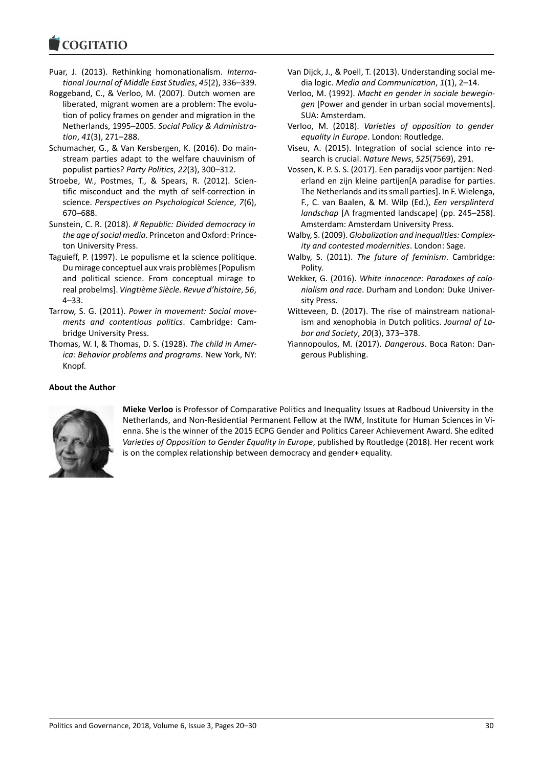Puar, J. (2013). Rethinking homonationalism. *International Journal of Middle East Studies*, *45*(2), 336–339.

Roggeband, C., & Verloo, M. (2007). Dutch women are liberated, migrant women are a problem: The evolution of policy frames on gender and migration in the Netherlands, 1995–2005. *Social Policy & Administration*, *41*(3), 271–288.

Schumacher, G., & Van Kersbergen, K. (2016). Do mainstream parties adapt to the welfare chauvinism of populist parties? *Party Politics*, *22*(3), 300–312.

Stroebe, W., Postmes, T., & Spears, R. (2012). Scientific misconduct and the myth of self-correction in science. *Perspectives on Psychological Science*, *7*(6), 670–688.

Sunstein, C. R. (2018). *# Republic: Divided democracy in the age of social media*. Princeton and Oxford: Princeton University Press.

Taguieff, P. (1997). Le populisme et la science politique. Du mirage conceptuel aux vrais problèmes [Populism and political science. From conceptual mirage to real probelms]. *Vingtième Siècle. Revue d'histoire*, *56*, 4–33.

Tarrow, S. G. (2011). *Power in movement: Social movements and contentious politics*. Cambridge: Cambridge University Press.

Thomas, W. I, & Thomas, D. S. (1928). *The child in America: Behavior problems and programs*. New York, NY: Knopf.

Van Dijck, J., & Poell, T. (2013). Understanding social media logic. *Media and Communication*, *1*(1), 2–14.

Verloo, M. (1992). *Macht en gender in sociale bewegingen* [Power and gender in urban social movements]. SUA: Amsterdam.

Verloo, M. (2018). *Varieties of opposition to gender equality in Europe*. London: Routledge.

Viseu, A. (2015). Integration of social science into research is crucial. *Nature News*, *525*(7569), 291.

Vossen, K. P. S. S. (2017). Een paradijs voor partijen: Nederland en zijn kleine partijen[A paradise for parties. The Netherlands and its small parties]. In F. Wielenga, F., C. van Baalen, & M. Wilp (Ed.), *Een versplinterd landschap* [A fragmented landscape] (pp. 245–258). Amsterdam: Amsterdam University Press.

Walby, S. (2009). *Globalization and inequalities: Complexity and contested modernities*. London: Sage.

Walby, S. (2011). *The future of feminism*. Cambridge: Polity.

Wekker, G. (2016). *White innocence: Paradoxes of colonialism and race*. Durham and London: Duke University Press.

Witteveen, D. (2017). The rise of mainstream nationalism and xenophobia in Dutch politics. *Journal of Labor and Society*, *20*(3), 373–378.

Yiannopoulos, M. (2017). *Dangerous*. Boca Raton: Dangerous Publishing.

**About the Author**

**Mieke Verloo** is Professor of Comparative Politics and Inequality Issues at Radboud University in the Netherlands, and Non-Residential Permanent Fellow at the IWM, Institute for Human Sciences in Vienna. She is the winner of the 2015 ECPG Gender and Politics Career Achievement Award. She edited *Varieties of Opposition to Gender Equality in Europe*, published by Routledge (2018). Her recent work is on the complex relationship between democracy and gender+ equality.